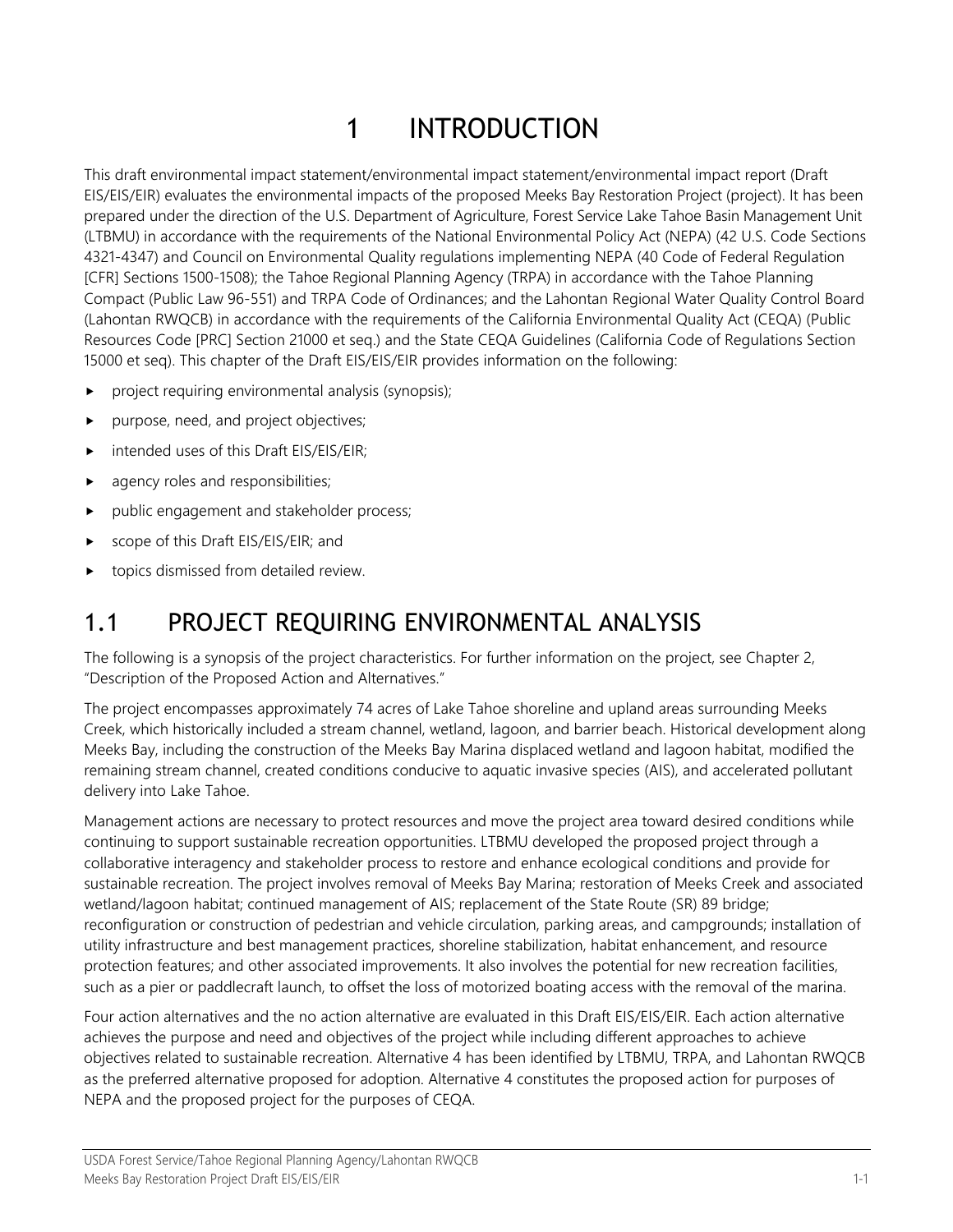# 1 INTRODUCTION

This draft environmental impact statement/environmental impact statement/environmental impact report (Draft EIS/EIS/EIR) evaluates the environmental impacts of the proposed Meeks Bay Restoration Project (project). It has been prepared under the direction of the U.S. Department of Agriculture, Forest Service Lake Tahoe Basin Management Unit (LTBMU) in accordance with the requirements of the National Environmental Policy Act (NEPA) (42 U.S. Code Sections 4321-4347) and Council on Environmental Quality regulations implementing NEPA (40 Code of Federal Regulation [CFR] Sections 1500-1508); the Tahoe Regional Planning Agency (TRPA) in accordance with the Tahoe Planning Compact (Public Law 96-551) and TRPA Code of Ordinances; and the Lahontan Regional Water Quality Control Board (Lahontan RWQCB) in accordance with the requirements of the California Environmental Quality Act (CEQA) (Public Resources Code [PRC] Section 21000 et seq.) and the State CEQA Guidelines (California Code of Regulations Section 15000 et seq). This chapter of the Draft EIS/EIS/EIR provides information on the following:

- project requiring environmental analysis (synopsis);
- purpose, need, and project objectives;
- intended uses of this Draft EIS/EIS/EIR;
- agency roles and responsibilities;
- public engagement and stakeholder process;
- scope of this Draft EIS/EIS/EIR; and
- topics dismissed from detailed review.

## 1.1 PROJECT REQUIRING ENVIRONMENTAL ANALYSIS

The following is a synopsis of the project characteristics. For further information on the project, see Chapter 2, "Description of the Proposed Action and Alternatives."

The project encompasses approximately 74 acres of Lake Tahoe shoreline and upland areas surrounding Meeks Creek, which historically included a stream channel, wetland, lagoon, and barrier beach. Historical development along Meeks Bay, including the construction of the Meeks Bay Marina displaced wetland and lagoon habitat, modified the remaining stream channel, created conditions conducive to aquatic invasive species (AIS), and accelerated pollutant delivery into Lake Tahoe.

Management actions are necessary to protect resources and move the project area toward desired conditions while continuing to support sustainable recreation opportunities. LTBMU developed the proposed project through a collaborative interagency and stakeholder process to restore and enhance ecological conditions and provide for sustainable recreation. The project involves removal of Meeks Bay Marina; restoration of Meeks Creek and associated wetland/lagoon habitat; continued management of AIS; replacement of the State Route (SR) 89 bridge; reconfiguration or construction of pedestrian and vehicle circulation, parking areas, and campgrounds; installation of utility infrastructure and best management practices, shoreline stabilization, habitat enhancement, and resource protection features; and other associated improvements. It also involves the potential for new recreation facilities, such as a pier or paddlecraft launch, to offset the loss of motorized boating access with the removal of the marina.

Four action alternatives and the no action alternative are evaluated in this Draft EIS/EIS/EIR. Each action alternative achieves the purpose and need and objectives of the project while including different approaches to achieve objectives related to sustainable recreation. Alternative 4 has been identified by LTBMU, TRPA, and Lahontan RWQCB as the preferred alternative proposed for adoption. Alternative 4 constitutes the proposed action for purposes of NEPA and the proposed project for the purposes of CEQA.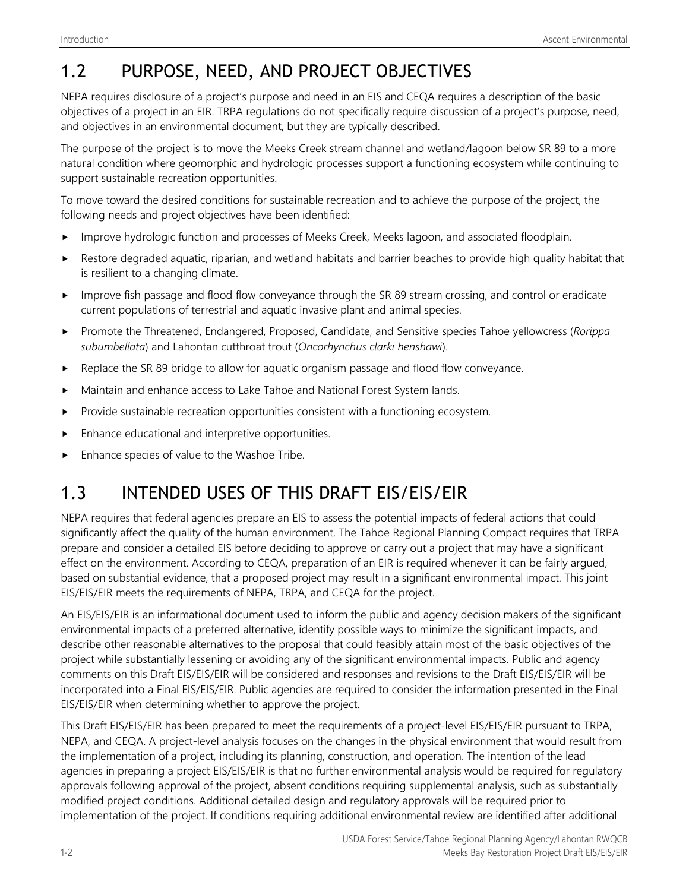## 1.2 PURPOSE, NEED, AND PROJECT OBJECTIVES

NEPA requires disclosure of a project's purpose and need in an EIS and CEQA requires a description of the basic objectives of a project in an EIR. TRPA regulations do not specifically require discussion of a project's purpose, need, and objectives in an environmental document, but they are typically described.

The purpose of the project is to move the Meeks Creek stream channel and wetland/lagoon below SR 89 to a more natural condition where geomorphic and hydrologic processes support a functioning ecosystem while continuing to support sustainable recreation opportunities.

To move toward the desired conditions for sustainable recreation and to achieve the purpose of the project, the following needs and project objectives have been identified:

- Improve hydrologic function and processes of Meeks Creek, Meeks lagoon, and associated floodplain.
- Restore degraded aquatic, riparian, and wetland habitats and barrier beaches to provide high quality habitat that is resilient to a changing climate.
- Improve fish passage and flood flow conveyance through the SR 89 stream crossing, and control or eradicate current populations of terrestrial and aquatic invasive plant and animal species.
- Promote the Threatened, Endangered, Proposed, Candidate, and Sensitive species Tahoe yellowcress (*Rorippa subumbellata*) and Lahontan cutthroat trout (*Oncorhynchus clarki henshawi*).
- Replace the SR 89 bridge to allow for aquatic organism passage and flood flow conveyance.
- Maintain and enhance access to Lake Tahoe and National Forest System lands.
- Provide sustainable recreation opportunities consistent with a functioning ecosystem.
- Enhance educational and interpretive opportunities.
- Enhance species of value to the Washoe Tribe.

## 1.3 INTENDED USES OF THIS DRAFT EIS/EIS/EIR

NEPA requires that federal agencies prepare an EIS to assess the potential impacts of federal actions that could significantly affect the quality of the human environment. The Tahoe Regional Planning Compact requires that TRPA prepare and consider a detailed EIS before deciding to approve or carry out a project that may have a significant effect on the environment. According to CEQA, preparation of an EIR is required whenever it can be fairly argued, based on substantial evidence, that a proposed project may result in a significant environmental impact. This joint EIS/EIS/EIR meets the requirements of NEPA, TRPA, and CEQA for the project.

An EIS/EIS/EIR is an informational document used to inform the public and agency decision makers of the significant environmental impacts of a preferred alternative, identify possible ways to minimize the significant impacts, and describe other reasonable alternatives to the proposal that could feasibly attain most of the basic objectives of the project while substantially lessening or avoiding any of the significant environmental impacts. Public and agency comments on this Draft EIS/EIS/EIR will be considered and responses and revisions to the Draft EIS/EIS/EIR will be incorporated into a Final EIS/EIS/EIR. Public agencies are required to consider the information presented in the Final EIS/EIS/EIR when determining whether to approve the project.

This Draft EIS/EIS/EIR has been prepared to meet the requirements of a project-level EIS/EIS/EIR pursuant to TRPA, NEPA, and CEQA. A project-level analysis focuses on the changes in the physical environment that would result from the implementation of a project, including its planning, construction, and operation. The intention of the lead agencies in preparing a project EIS/EIS/EIR is that no further environmental analysis would be required for regulatory approvals following approval of the project, absent conditions requiring supplemental analysis, such as substantially modified project conditions. Additional detailed design and regulatory approvals will be required prior to implementation of the project. If conditions requiring additional environmental review are identified after additional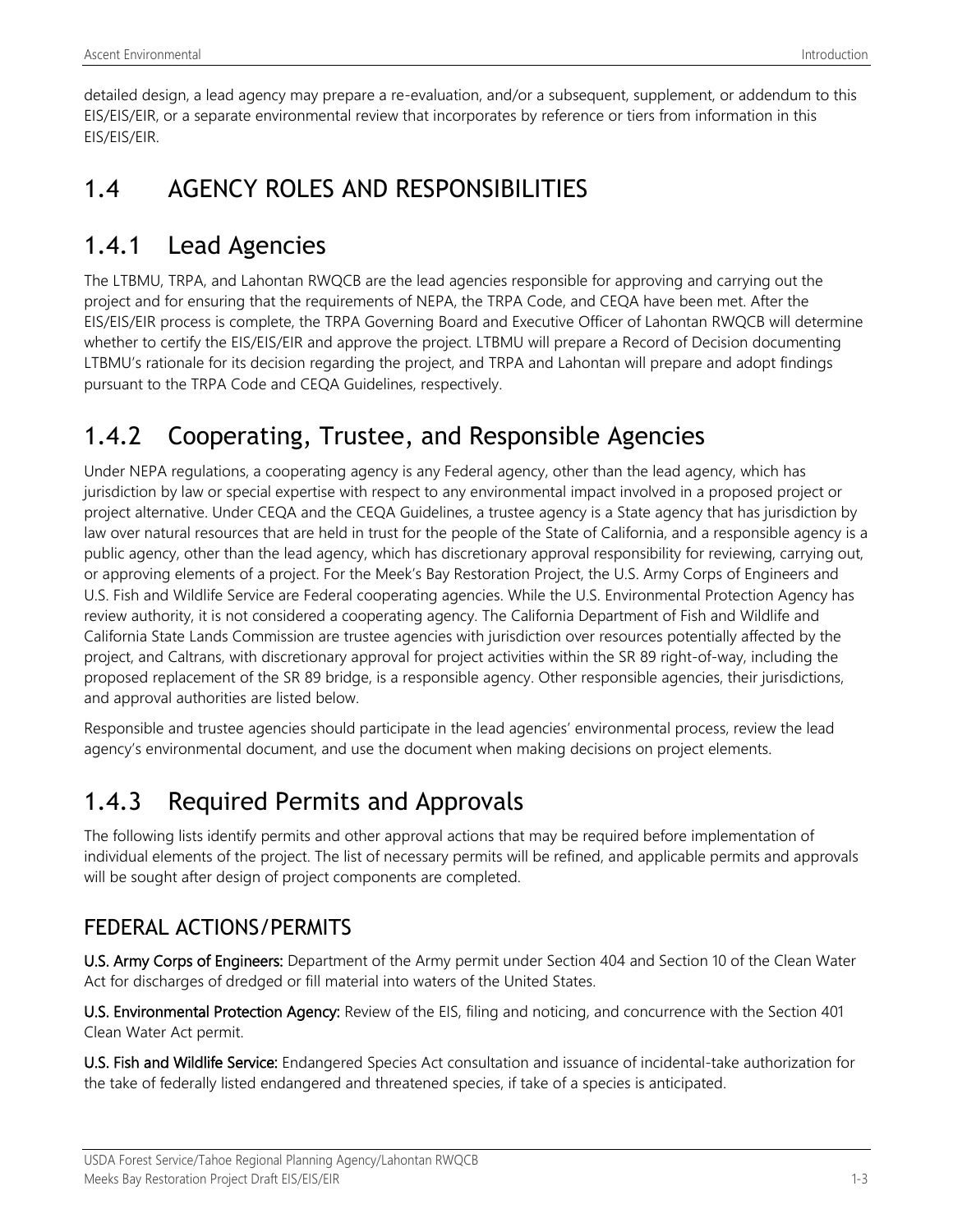detailed design, a lead agency may prepare a re-evaluation, and/or a subsequent, supplement, or addendum to this EIS/EIS/EIR, or a separate environmental review that incorporates by reference or tiers from information in this EIS/EIS/EIR.

# 1.4 AGENCY ROLES AND RESPONSIBILITIES

## 1.4.1 Lead Agencies

The LTBMU, TRPA, and Lahontan RWQCB are the lead agencies responsible for approving and carrying out the project and for ensuring that the requirements of NEPA, the TRPA Code, and CEQA have been met. After the EIS/EIS/EIR process is complete, the TRPA Governing Board and Executive Officer of Lahontan RWQCB will determine whether to certify the EIS/EIS/EIR and approve the project. LTBMU will prepare a Record of Decision documenting LTBMU's rationale for its decision regarding the project, and TRPA and Lahontan will prepare and adopt findings pursuant to the TRPA Code and CEQA Guidelines, respectively.

## 1.4.2 Cooperating, Trustee, and Responsible Agencies

Under NEPA regulations, a cooperating agency is any Federal agency, other than the lead agency, which has jurisdiction by law or special expertise with respect to any environmental impact involved in a proposed project or project alternative. Under CEQA and the CEQA Guidelines, a trustee agency is a State agency that has jurisdiction by law over natural resources that are held in trust for the people of the State of California, and a responsible agency is a public agency, other than the lead agency, which has discretionary approval responsibility for reviewing, carrying out, or approving elements of a project. For the Meek's Bay Restoration Project, the U.S. Army Corps of Engineers and U.S. Fish and Wildlife Service are Federal cooperating agencies. While the U.S. Environmental Protection Agency has review authority, it is not considered a cooperating agency. The California Department of Fish and Wildlife and California State Lands Commission are trustee agencies with jurisdiction over resources potentially affected by the project, and Caltrans, with discretionary approval for project activities within the SR 89 right-of-way, including the proposed replacement of the SR 89 bridge, is a responsible agency. Other responsible agencies, their jurisdictions, and approval authorities are listed below.

Responsible and trustee agencies should participate in the lead agencies' environmental process, review the lead agency's environmental document, and use the document when making decisions on project elements.

## 1.4.3 Required Permits and Approvals

The following lists identify permits and other approval actions that may be required before implementation of individual elements of the project. The list of necessary permits will be refined, and applicable permits and approvals will be sought after design of project components are completed.

### FEDERAL ACTIONS/PERMITS

**U.S. Army Corps of Engineers:** Department of the Army permit under Section 404 and Section 10 of the Clean Water Act for discharges of dredged or fill material into waters of the United States.

**U.S. Environmental Protection Agency:** Review of the EIS, filing and noticing, and concurrence with the Section 401 Clean Water Act permit.

**U.S. Fish and Wildlife Service:** Endangered Species Act consultation and issuance of incidental-take authorization for the take of federally listed endangered and threatened species, if take of a species is anticipated.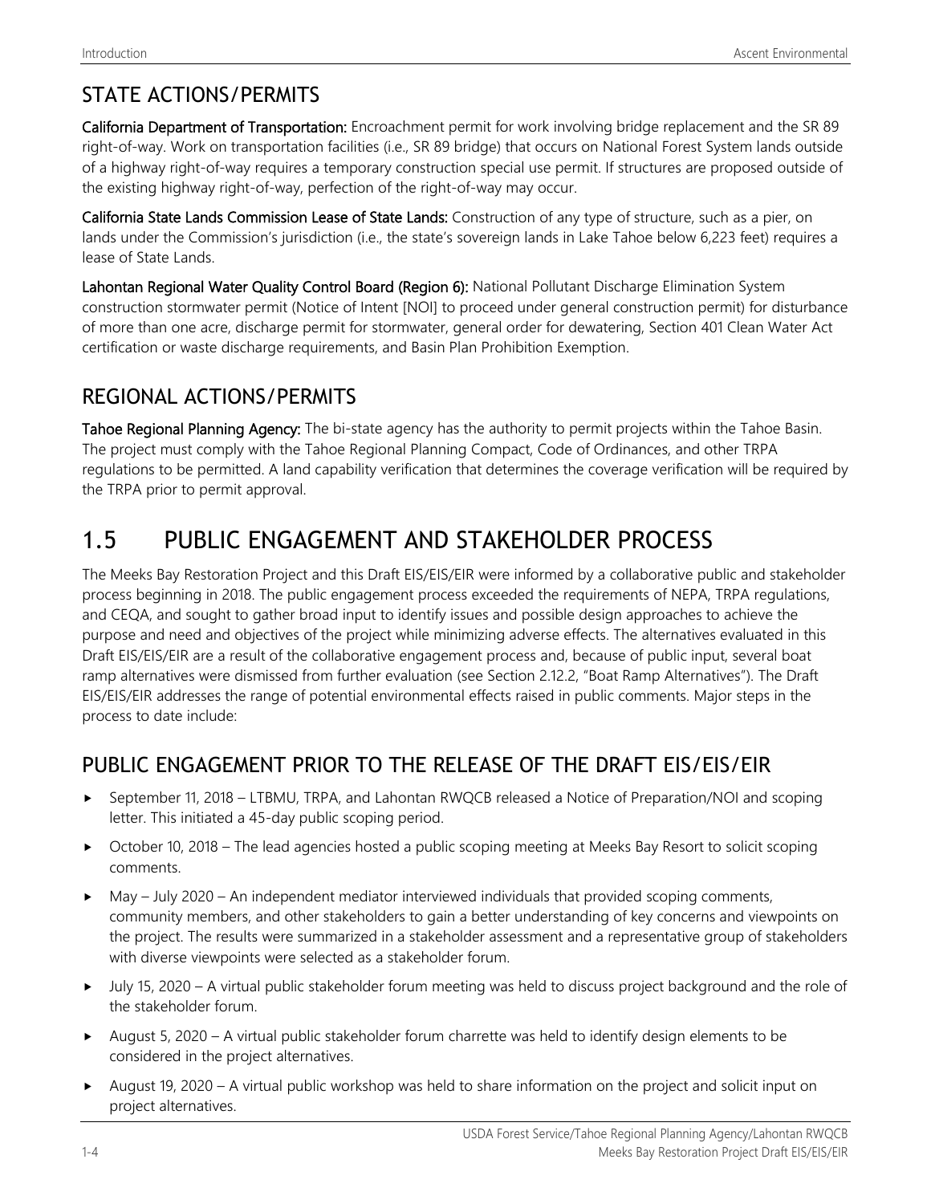## STATE ACTIONS/PERMITS

**California Department of Transportation:** Encroachment permit for work involving bridge replacement and the SR 89 right-of-way. Work on transportation facilities (i.e., SR 89 bridge) that occurs on National Forest System lands outside of a highway right-of-way requires a temporary construction special use permit. If structures are proposed outside of the existing highway right-of-way, perfection of the right-of-way may occur.

**California State Lands Commission Lease of State Lands:** Construction of any type of structure, such as a pier, on lands under the Commission's jurisdiction (i.e., the state's sovereign lands in Lake Tahoe below 6,223 feet) requires a lease of State Lands.

**Lahontan Regional Water Quality Control Board (Region 6):** National Pollutant Discharge Elimination System construction stormwater permit (Notice of Intent [NOI] to proceed under general construction permit) for disturbance of more than one acre, discharge permit for stormwater, general order for dewatering, Section 401 Clean Water Act certification or waste discharge requirements, and Basin Plan Prohibition Exemption.

## REGIONAL ACTIONS/PERMITS

**Tahoe Regional Planning Agency:** The bi-state agency has the authority to permit projects within the Tahoe Basin. The project must comply with the Tahoe Regional Planning Compact, Code of Ordinances, and other TRPA regulations to be permitted. A land capability verification that determines the coverage verification will be required by the TRPA prior to permit approval.

# 1.5 PUBLIC ENGAGEMENT AND STAKEHOLDER PROCESS

The Meeks Bay Restoration Project and this Draft EIS/EIS/EIR were informed by a collaborative public and stakeholder process beginning in 2018. The public engagement process exceeded the requirements of NEPA, TRPA regulations, and CEQA, and sought to gather broad input to identify issues and possible design approaches to achieve the purpose and need and objectives of the project while minimizing adverse effects. The alternatives evaluated in this Draft EIS/EIS/EIR are a result of the collaborative engagement process and, because of public input, several boat ramp alternatives were dismissed from further evaluation (see Section 2.12.2, "Boat Ramp Alternatives"). The Draft EIS/EIS/EIR addresses the range of potential environmental effects raised in public comments. Major steps in the process to date include:

## PUBLIC ENGAGEMENT PRIOR TO THE RELEASE OF THE DRAFT EIS/EIS/EIR

- September 11, 2018 – LTBMU, TRPA, and Lahontan RWQCB released a Notice of Preparation/NOI and scoping letter. This initiated a 45-day public scoping period.
- October 10, 2018 – The lead agencies hosted a public scoping meeting at Meeks Bay Resort to solicit scoping comments.
- May – July 2020 – An independent mediator interviewed individuals that provided scoping comments, community members, and other stakeholders to gain a better understanding of key concerns and viewpoints on the project. The results were summarized in a stakeholder assessment and a representative group of stakeholders with diverse viewpoints were selected as a stakeholder forum.
- July 15, 2020 – A virtual public stakeholder forum meeting was held to discuss project background and the role of the stakeholder forum.
- August 5, 2020 – A virtual public stakeholder forum charrette was held to identify design elements to be considered in the project alternatives.
- August 19, 2020 – A virtual public workshop was held to share information on the project and solicit input on project alternatives.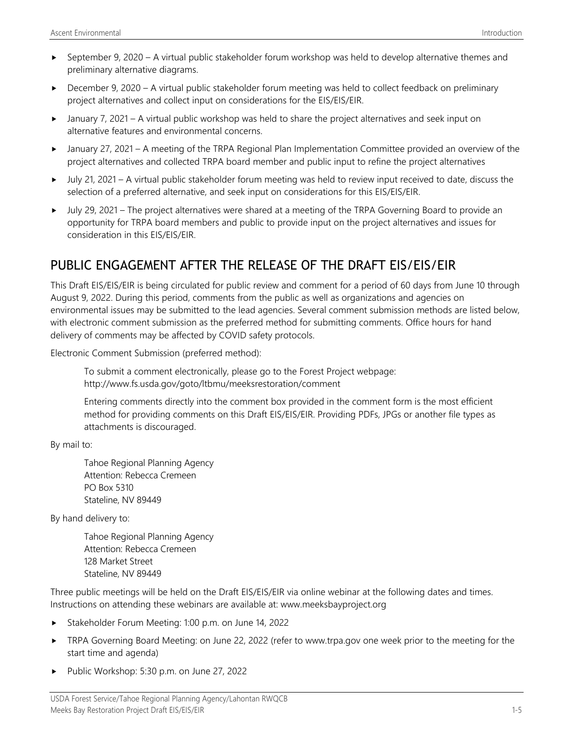- September 9, 2020 – A virtual public stakeholder forum workshop was held to develop alternative themes and preliminary alternative diagrams.
- December 9, 2020 – A virtual public stakeholder forum meeting was held to collect feedback on preliminary project alternatives and collect input on considerations for the EIS/EIS/EIR.
- January 7, 2021 – A virtual public workshop was held to share the project alternatives and seek input on alternative features and environmental concerns.
- January 27, 2021 – A meeting of the TRPA Regional Plan Implementation Committee provided an overview of the project alternatives and collected TRPA board member and public input to refine the project alternatives
- July 21, 2021 – A virtual public stakeholder forum meeting was held to review input received to date, discuss the selection of a preferred alternative, and seek input on considerations for this EIS/EIS/EIR.
- July 29, 2021 – The project alternatives were shared at a meeting of the TRPA Governing Board to provide an opportunity for TRPA board members and public to provide input on the project alternatives and issues for consideration in this EIS/EIS/EIR.

## PUBLIC ENGAGEMENT AFTER THE RELEASE OF THE DRAFT EIS/EIS/EIR

This Draft EIS/EIS/EIR is being circulated for public review and comment for a period of 60 days from June 10 through August 9, 2022. During this period, comments from the public as well as organizations and agencies on environmental issues may be submitted to the lead agencies. Several comment submission methods are listed below, with electronic comment submission as the preferred method for submitting comments. Office hours for hand delivery of comments may be affected by COVID safety protocols.

Electronic Comment Submission (preferred method):

> To submit a comment electronically, please go to the Forest Project webpage: http://www.fs.usda.gov/goto/ltbmu/meeksrestoration/comment
>
> Entering comments directly into the comment box provided in the comment form is the most efficient method for providing comments on this Draft EIS/EIS/EIR. Providing PDFs, JPGs or another file types as attachments is discouraged.

By mail to:

> Tahoe Regional Planning Agency
> Attention: Rebecca Cremeen
> PO Box 5310
> Stateline, NV 89449

By hand delivery to:

> Tahoe Regional Planning Agency
> Attention: Rebecca Cremeen
> 128 Market Street
> Stateline, NV 89449

Three public meetings will be held on the Draft EIS/EIS/EIR via online webinar at the following dates and times. Instructions on attending these webinars are available at: www.meeksbayproject.org

- Stakeholder Forum Meeting: 1:00 p.m. on June 14, 2022
- TRPA Governing Board Meeting: on June 22, 2022 (refer to www.trpa.gov one week prior to the meeting for the start time and agenda)
- Public Workshop: 5:30 p.m. on June 27, 2022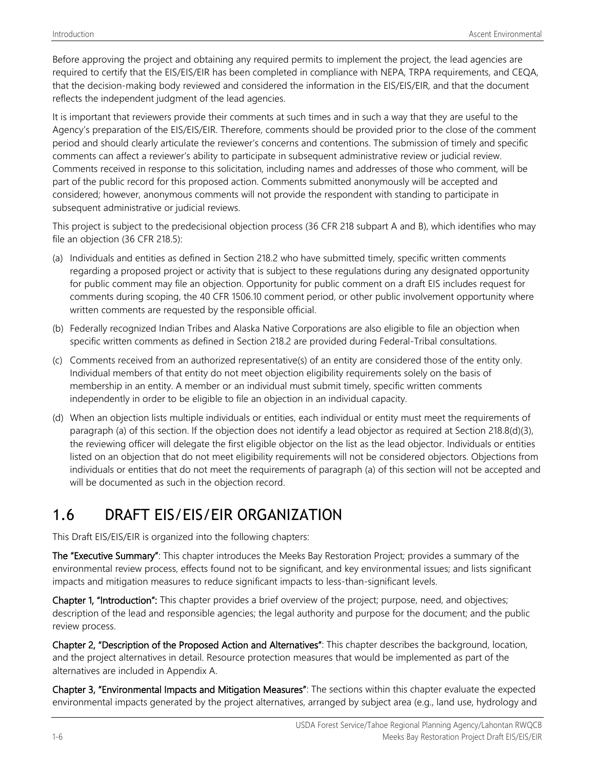Before approving the project and obtaining any required permits to implement the project, the lead agencies are required to certify that the EIS/EIS/EIR has been completed in compliance with NEPA, TRPA requirements, and CEQA, that the decision-making body reviewed and considered the information in the EIS/EIS/EIR, and that the document reflects the independent judgment of the lead agencies.

It is important that reviewers provide their comments at such times and in such a way that they are useful to the Agency's preparation of the EIS/EIS/EIR. Therefore, comments should be provided prior to the close of the comment period and should clearly articulate the reviewer's concerns and contentions. The submission of timely and specific comments can affect a reviewer's ability to participate in subsequent administrative review or judicial review. Comments received in response to this solicitation, including names and addresses of those who comment, will be part of the public record for this proposed action. Comments submitted anonymously will be accepted and considered; however, anonymous comments will not provide the respondent with standing to participate in subsequent administrative or judicial reviews.

This project is subject to the predecisional objection process (36 CFR 218 subpart A and B), which identifies who may file an objection (36 CFR 218.5):

(a) Individuals and entities as defined in Section 218.2 who have submitted timely, specific written comments regarding a proposed project or activity that is subject to these regulations during any designated opportunity for public comment may file an objection. Opportunity for public comment on a draft EIS includes request for comments during scoping, the 40 CFR 1506.10 comment period, or other public involvement opportunity where written comments are requested by the responsible official.

(b) Federally recognized Indian Tribes and Alaska Native Corporations are also eligible to file an objection when specific written comments as defined in Section 218.2 are provided during Federal-Tribal consultations.

(c) Comments received from an authorized representative(s) of an entity are considered those of the entity only. Individual members of that entity do not meet objection eligibility requirements solely on the basis of membership in an entity. A member or an individual must submit timely, specific written comments independently in order to be eligible to file an objection in an individual capacity.

(d) When an objection lists multiple individuals or entities, each individual or entity must meet the requirements of paragraph (a) of this section. If the objection does not identify a lead objector as required at Section 218.8(d)(3), the reviewing officer will delegate the first eligible objector on the list as the lead objector. Individuals or entities listed on an objection that do not meet eligibility requirements will not be considered objectors. Objections from individuals or entities that do not meet the requirements of paragraph (a) of this section will not be accepted and will be documented as such in the objection record.

## 1.6 DRAFT EIS/EIS/EIR ORGANIZATION

This Draft EIS/EIS/EIR is organized into the following chapters:

**The "Executive Summary"**: This chapter introduces the Meeks Bay Restoration Project; provides a summary of the environmental review process, effects found not to be significant, and key environmental issues; and lists significant impacts and mitigation measures to reduce significant impacts to less-than-significant levels.

**Chapter 1, "Introduction":** This chapter provides a brief overview of the project; purpose, need, and objectives; description of the lead and responsible agencies; the legal authority and purpose for the document; and the public review process.

**Chapter 2, "Description of the Proposed Action and Alternatives"**: This chapter describes the background, location, and the project alternatives in detail. Resource protection measures that would be implemented as part of the alternatives are included in Appendix A.

**Chapter 3, "Environmental Impacts and Mitigation Measures"**: The sections within this chapter evaluate the expected environmental impacts generated by the project alternatives, arranged by subject area (e.g., land use, hydrology and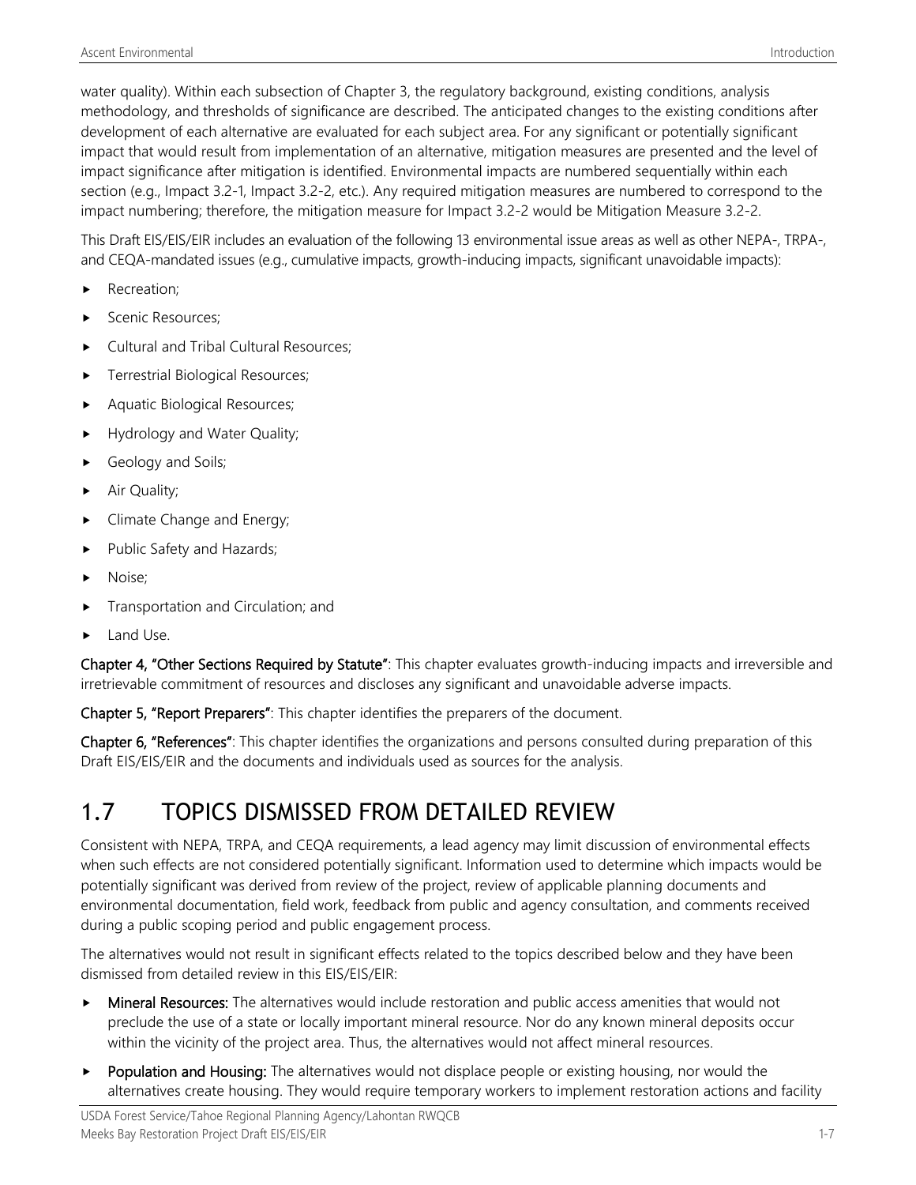water quality). Within each subsection of Chapter 3, the regulatory background, existing conditions, analysis methodology, and thresholds of significance are described. The anticipated changes to the existing conditions after development of each alternative are evaluated for each subject area. For any significant or potentially significant impact that would result from implementation of an alternative, mitigation measures are presented and the level of impact significance after mitigation is identified. Environmental impacts are numbered sequentially within each section (e.g., Impact 3.2-1, Impact 3.2-2, etc.). Any required mitigation measures are numbered to correspond to the impact numbering; therefore, the mitigation measure for Impact 3.2-2 would be Mitigation Measure 3.2-2.

This Draft EIS/EIS/EIR includes an evaluation of the following 13 environmental issue areas as well as other NEPA-, TRPA-, and CEQA-mandated issues (e.g., cumulative impacts, growth-inducing impacts, significant unavoidable impacts):

- Recreation;
- Scenic Resources;
- Cultural and Tribal Cultural Resources;
- Terrestrial Biological Resources;
- Aquatic Biological Resources;
- Hydrology and Water Quality;
- Geology and Soils;
- Air Quality;
- Climate Change and Energy;
- Public Safety and Hazards;
- Noise;
- Transportation and Circulation; and
- Land Use.

**Chapter 4, "Other Sections Required by Statute"**: This chapter evaluates growth-inducing impacts and irreversible and irretrievable commitment of resources and discloses any significant and unavoidable adverse impacts.

**Chapter 5, "Report Preparers"**: This chapter identifies the preparers of the document.

**Chapter 6, "References"**: This chapter identifies the organizations and persons consulted during preparation of this Draft EIS/EIS/EIR and the documents and individuals used as sources for the analysis.

## 1.7 TOPICS DISMISSED FROM DETAILED REVIEW

Consistent with NEPA, TRPA, and CEQA requirements, a lead agency may limit discussion of environmental effects when such effects are not considered potentially significant. Information used to determine which impacts would be potentially significant was derived from review of the project, review of applicable planning documents and environmental documentation, field work, feedback from public and agency consultation, and comments received during a public scoping period and public engagement process.

The alternatives would not result in significant effects related to the topics described below and they have been dismissed from detailed review in this EIS/EIS/EIR:

- **Mineral Resources:** The alternatives would include restoration and public access amenities that would not preclude the use of a state or locally important mineral resource. Nor do any known mineral deposits occur within the vicinity of the project area. Thus, the alternatives would not affect mineral resources.
- **Population and Housing:** The alternatives would not displace people or existing housing, nor would the alternatives create housing. They would require temporary workers to implement restoration actions and facility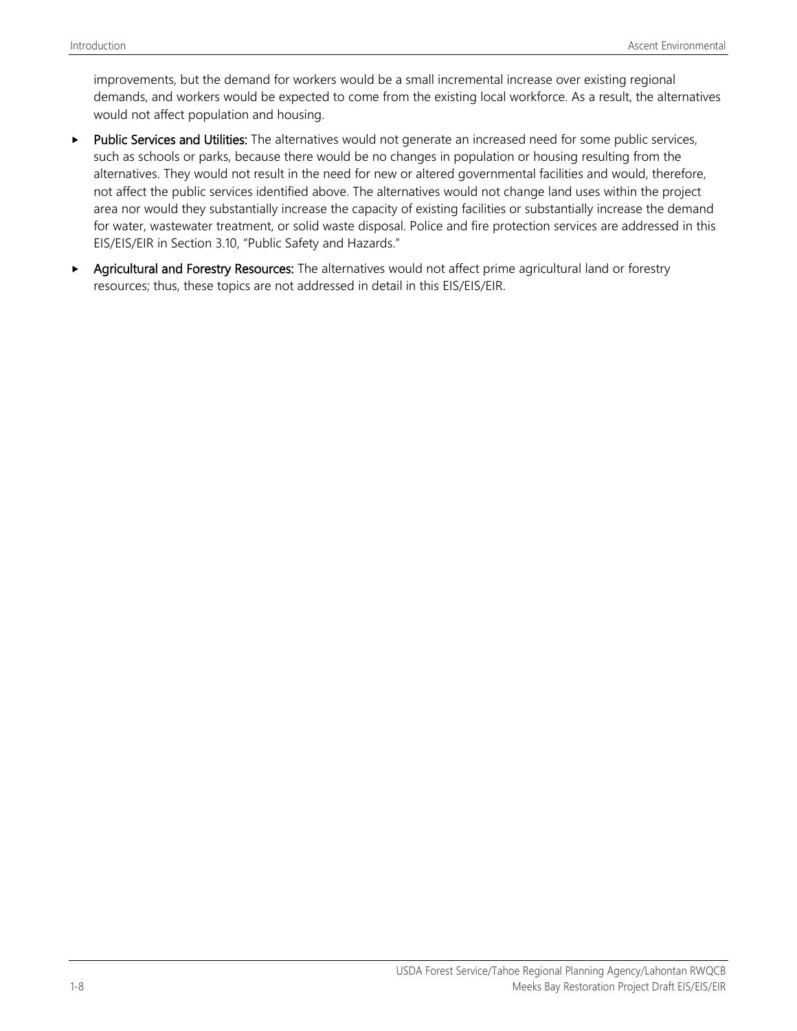improvements, but the demand for workers would be a small incremental increase over existing regional demands, and workers would be expected to come from the existing local workforce. As a result, the alternatives would not affect population and housing.

- **Public Services and Utilities:** The alternatives would not generate an increased need for some public services, such as schools or parks, because there would be no changes in population or housing resulting from the alternatives. They would not result in the need for new or altered governmental facilities and would, therefore, not affect the public services identified above. The alternatives would not change land uses within the project area nor would they substantially increase the capacity of existing facilities or substantially increase the demand for water, wastewater treatment, or solid waste disposal. Police and fire protection services are addressed in this EIS/EIS/EIR in Section 3.10, "Public Safety and Hazards."
- **Agricultural and Forestry Resources:** The alternatives would not affect prime agricultural land or forestry resources; thus, these topics are not addressed in detail in this EIS/EIS/EIR.